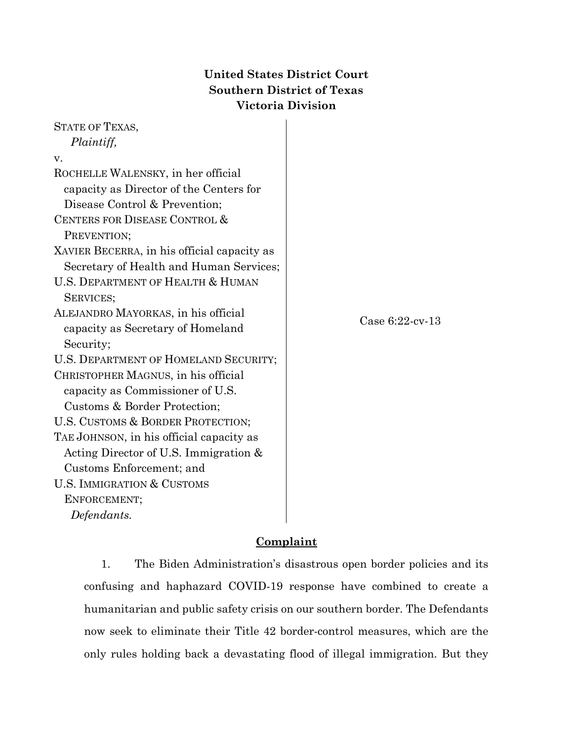**United States District Court**
**Southern District of Texas**
**Victoria Division**

| | |
|---|---|
| STATE OF TEXAS,<br>*Plaintiff,*<br>v.<br>ROCHELLE WALENSKY, in her official capacity as Director of the Centers for Disease Control & Prevention;<br>CENTERS FOR DISEASE CONTROL & PREVENTION;<br>XAVIER BECERRA, in his official capacity as Secretary of Health and Human Services;<br>U.S. DEPARTMENT OF HEALTH & HUMAN SERVICES;<br>ALEJANDRO MAYORKAS, in his official capacity as Secretary of Homeland Security;<br>U.S. DEPARTMENT OF HOMELAND SECURITY;<br>CHRISTOPHER MAGNUS, in his official capacity as Commissioner of U.S. Customs & Border Protection;<br>U.S. CUSTOMS & BORDER PROTECTION;<br>TAE JOHNSON, in his official capacity as Acting Director of U.S. Immigration & Customs Enforcement; and<br>U.S. IMMIGRATION & CUSTOMS ENFORCEMENT;<br>*Defendants.* | Case 6:22-cv-13 |

## Complaint

1. The Biden Administration's disastrous open border policies and its confusing and haphazard COVID-19 response have combined to create a humanitarian and public safety crisis on our southern border. The Defendants now seek to eliminate their Title 42 border-control measures, which are the only rules holding back a devastating flood of illegal immigration. But they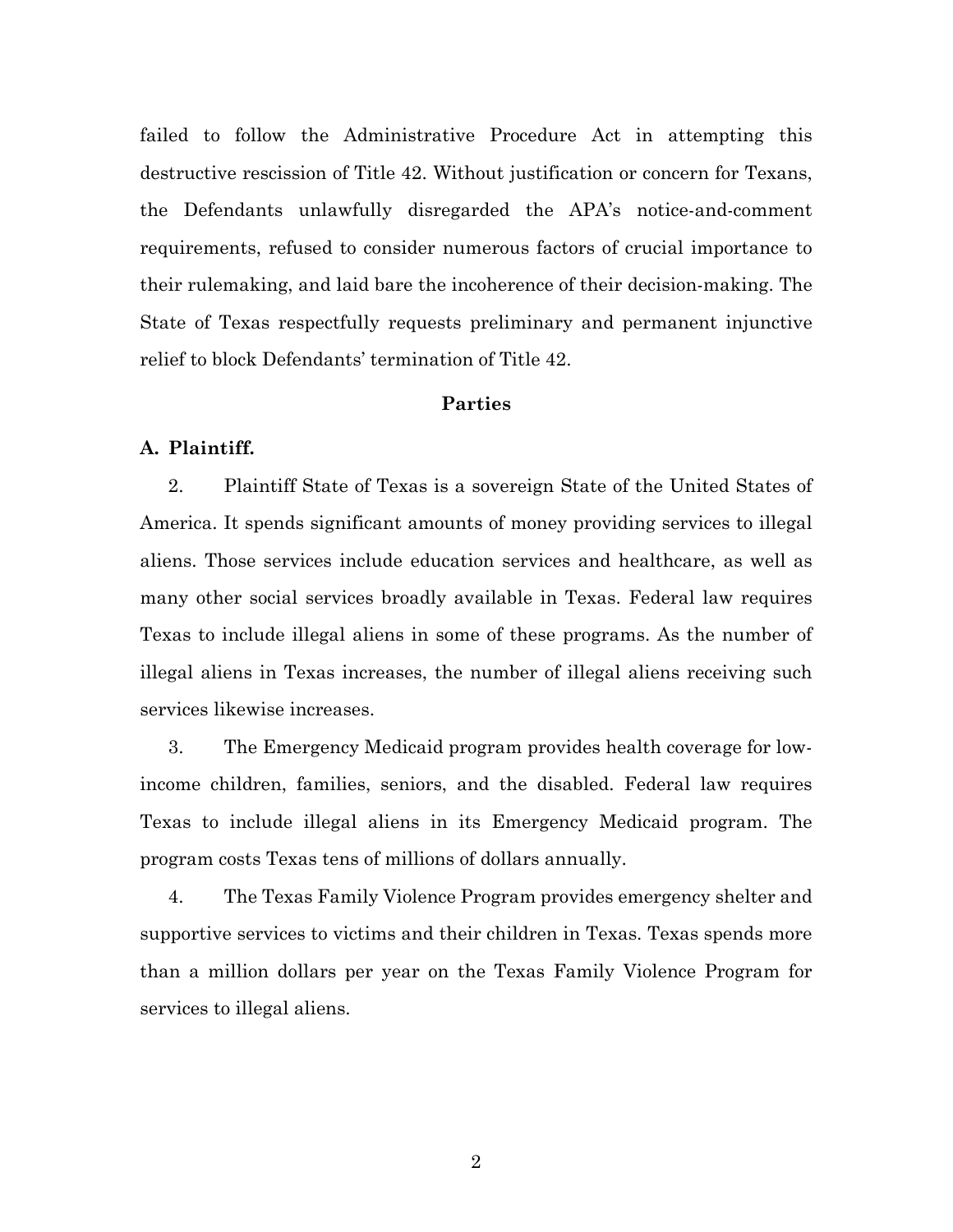failed to follow the Administrative Procedure Act in attempting this destructive rescission of Title 42. Without justification or concern for Texans, the Defendants unlawfully disregarded the APA's notice-and-comment requirements, refused to consider numerous factors of crucial importance to their rulemaking, and laid bare the incoherence of their decision-making. The State of Texas respectfully requests preliminary and permanent injunctive relief to block Defendants' termination of Title 42.

## Parties

### A. Plaintiff.

2. Plaintiff State of Texas is a sovereign State of the United States of America. It spends significant amounts of money providing services to illegal aliens. Those services include education services and healthcare, as well as many other social services broadly available in Texas. Federal law requires Texas to include illegal aliens in some of these programs. As the number of illegal aliens in Texas increases, the number of illegal aliens receiving such services likewise increases.

3. The Emergency Medicaid program provides health coverage for low-income children, families, seniors, and the disabled. Federal law requires Texas to include illegal aliens in its Emergency Medicaid program. The program costs Texas tens of millions of dollars annually.

4. The Texas Family Violence Program provides emergency shelter and supportive services to victims and their children in Texas. Texas spends more than a million dollars per year on the Texas Family Violence Program for services to illegal aliens.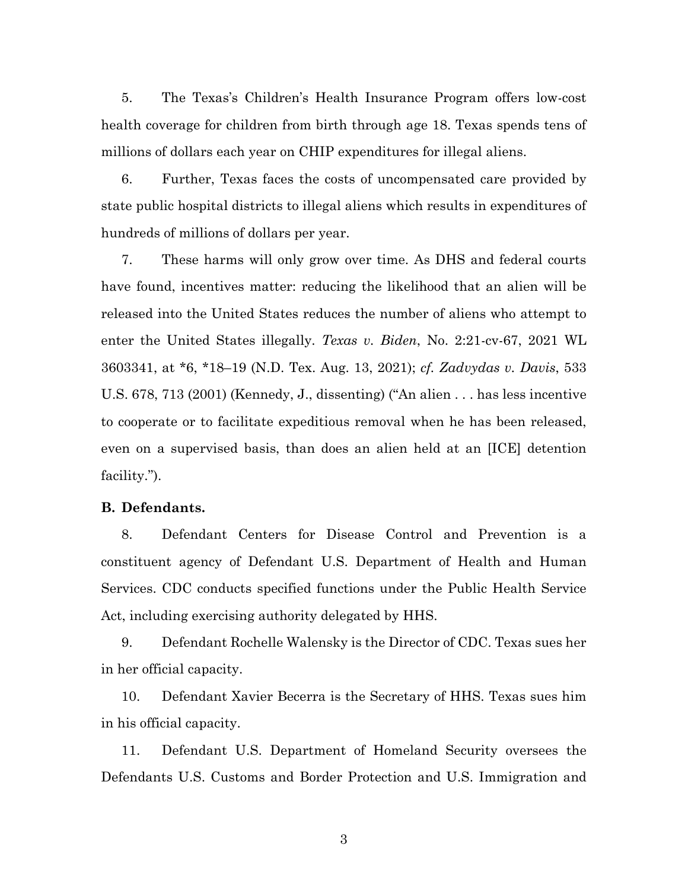5. The Texas's Children's Health Insurance Program offers low-cost health coverage for children from birth through age 18. Texas spends tens of millions of dollars each year on CHIP expenditures for illegal aliens.

6. Further, Texas faces the costs of uncompensated care provided by state public hospital districts to illegal aliens which results in expenditures of hundreds of millions of dollars per year.

7. These harms will only grow over time. As DHS and federal courts have found, incentives matter: reducing the likelihood that an alien will be released into the United States reduces the number of aliens who attempt to enter the United States illegally. *Texas v. Biden*, No. 2:21-cv-67, 2021 WL 3603341, at *6, *18–19 (N.D. Tex. Aug. 13, 2021); *cf. Zadvydas v. Davis*, 533 U.S. 678, 713 (2001) (Kennedy, J., dissenting) ("An alien . . . has less incentive to cooperate or to facilitate expeditious removal when he has been released, even on a supervised basis, than does an alien held at an [ICE] detention facility.").

**B. Defendants.**

8. Defendant Centers for Disease Control and Prevention is a constituent agency of Defendant U.S. Department of Health and Human Services. CDC conducts specified functions under the Public Health Service Act, including exercising authority delegated by HHS.

9. Defendant Rochelle Walensky is the Director of CDC. Texas sues her in her official capacity.

10. Defendant Xavier Becerra is the Secretary of HHS. Texas sues him in his official capacity.

11. Defendant U.S. Department of Homeland Security oversees the Defendants U.S. Customs and Border Protection and U.S. Immigration and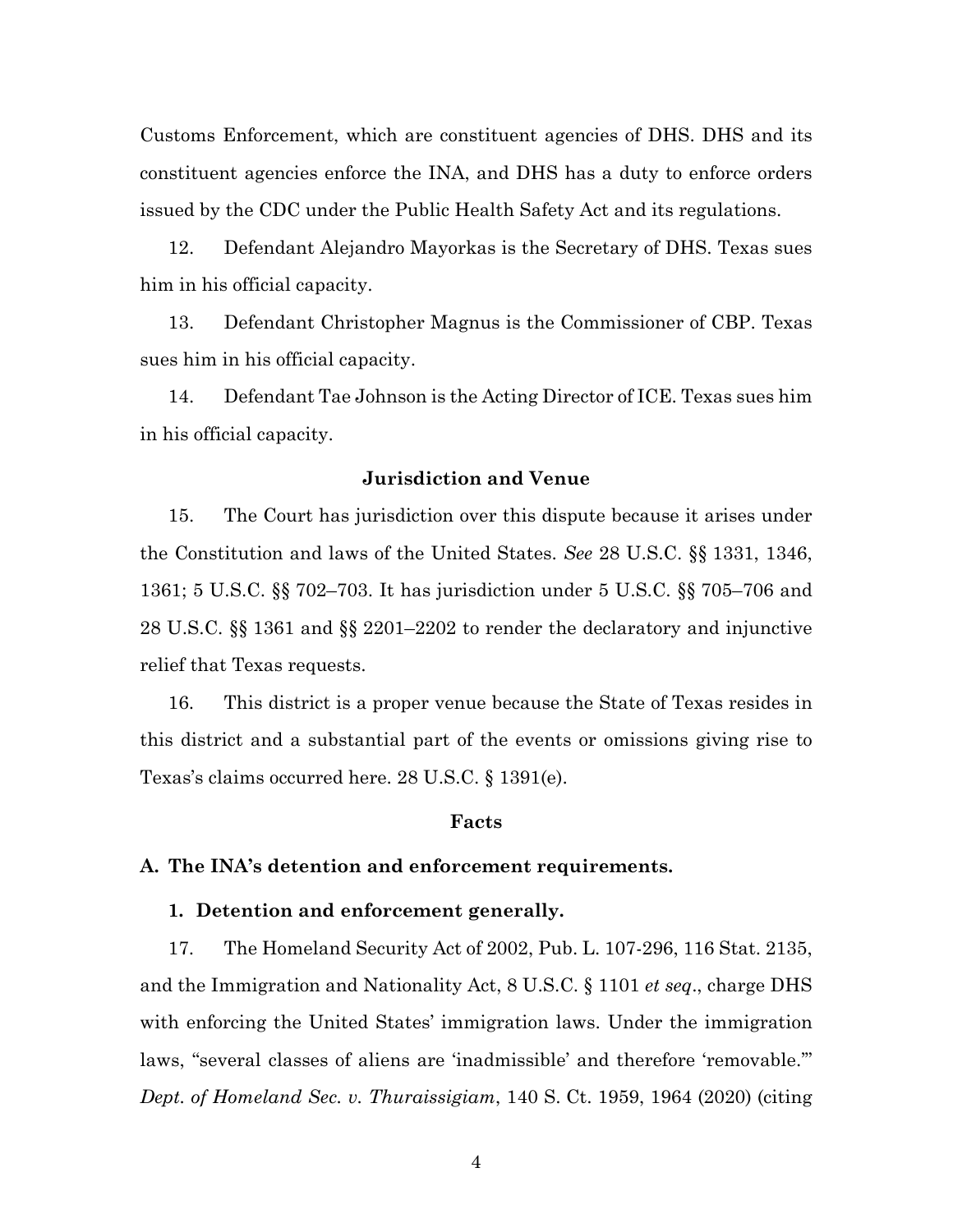Customs Enforcement, which are constituent agencies of DHS. DHS and its constituent agencies enforce the INA, and DHS has a duty to enforce orders issued by the CDC under the Public Health Safety Act and its regulations.

12. Defendant Alejandro Mayorkas is the Secretary of DHS. Texas sues him in his official capacity.

13. Defendant Christopher Magnus is the Commissioner of CBP. Texas sues him in his official capacity.

14. Defendant Tae Johnson is the Acting Director of ICE. Texas sues him in his official capacity.

## Jurisdiction and Venue

15. The Court has jurisdiction over this dispute because it arises under the Constitution and laws of the United States. *See* 28 U.S.C. §§ 1331, 1346, 1361; 5 U.S.C. §§ 702–703. It has jurisdiction under 5 U.S.C. §§ 705–706 and 28 U.S.C. §§ 1361 and §§ 2201–2202 to render the declaratory and injunctive relief that Texas requests.

16. This district is a proper venue because the State of Texas resides in this district and a substantial part of the events or omissions giving rise to Texas's claims occurred here. 28 U.S.C. § 1391(e).

## Facts

### A. The INA's detention and enforcement requirements.

#### 1. Detention and enforcement generally.

17. The Homeland Security Act of 2002, Pub. L. 107-296, 116 Stat. 2135, and the Immigration and Nationality Act, 8 U.S.C. § 1101 *et seq*., charge DHS with enforcing the United States' immigration laws. Under the immigration laws, "several classes of aliens are 'inadmissible' and therefore 'removable.'" *Dept. of Homeland Sec. v. Thuraissigiam*, 140 S. Ct. 1959, 1964 (2020) (citing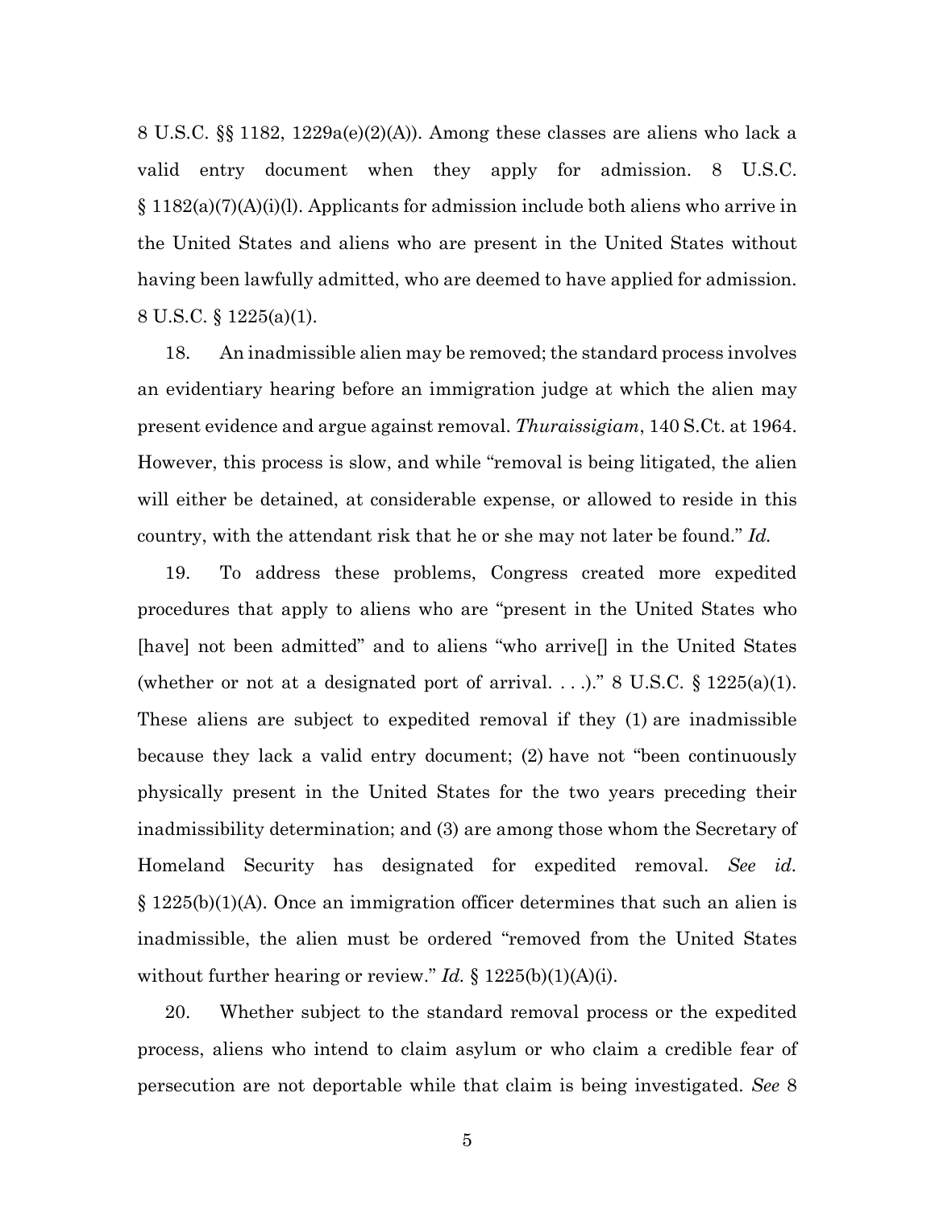8 U.S.C. §§ 1182, 1229a(e)(2)(A)). Among these classes are aliens who lack a valid entry document when they apply for admission. 8 U.S.C. § 1182(a)(7)(A)(i)(l). Applicants for admission include both aliens who arrive in the United States and aliens who are present in the United States without having been lawfully admitted, who are deemed to have applied for admission. 8 U.S.C. § 1225(a)(1).

18. An inadmissible alien may be removed; the standard process involves an evidentiary hearing before an immigration judge at which the alien may present evidence and argue against removal. *Thuraissigiam*, 140 S.Ct. at 1964. However, this process is slow, and while "removal is being litigated, the alien will either be detained, at considerable expense, or allowed to reside in this country, with the attendant risk that he or she may not later be found." *Id.*

19. To address these problems, Congress created more expedited procedures that apply to aliens who are "present in the United States who [have] not been admitted" and to aliens "who arrive[] in the United States (whether or not at a designated port of arrival. . . .)." 8 U.S.C. § 1225(a)(1). These aliens are subject to expedited removal if they (1) are inadmissible because they lack a valid entry document; (2) have not "been continuously physically present in the United States for the two years preceding their inadmissibility determination; and (3) are among those whom the Secretary of Homeland Security has designated for expedited removal. *See id.* § 1225(b)(1)(A). Once an immigration officer determines that such an alien is inadmissible, the alien must be ordered "removed from the United States without further hearing or review." *Id.* § 1225(b)(1)(A)(i).

20. Whether subject to the standard removal process or the expedited process, aliens who intend to claim asylum or who claim a credible fear of persecution are not deportable while that claim is being investigated. *See* 8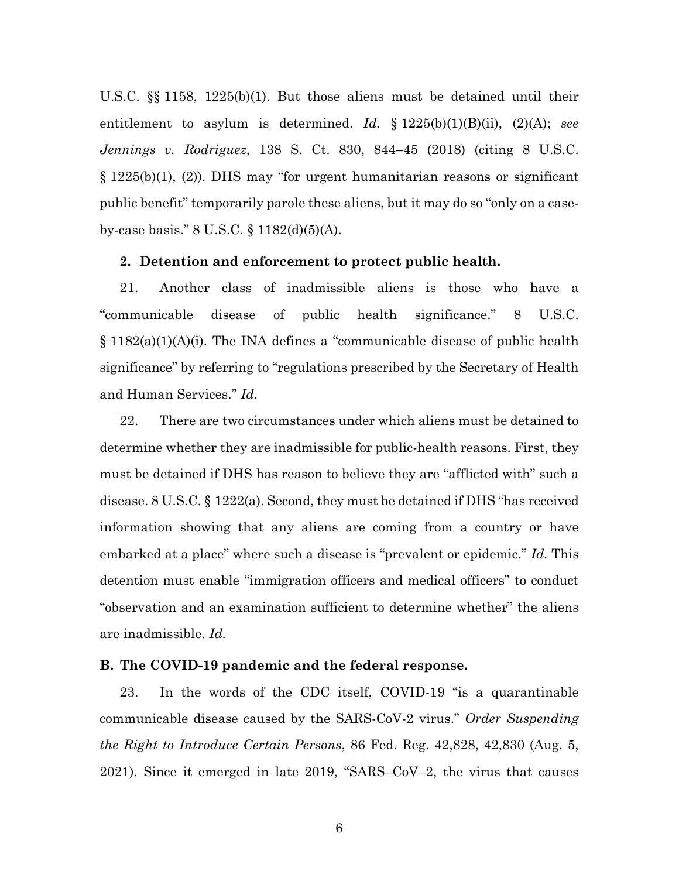U.S.C. §§ 1158, 1225(b)(1). But those aliens must be detained until their entitlement to asylum is determined. *Id.* § 1225(b)(1)(B)(ii), (2)(A); *see Jennings v. Rodriguez*, 138 S. Ct. 830, 844–45 (2018) (citing 8 U.S.C. § 1225(b)(1), (2)). DHS may "for urgent humanitarian reasons or significant public benefit" temporarily parole these aliens, but it may do so "only on a case-by-case basis." 8 U.S.C. § 1182(d)(5)(A).

### 2. Detention and enforcement to protect public health.

21. Another class of inadmissible aliens is those who have a "communicable disease of public health significance." 8 U.S.C. § 1182(a)(1)(A)(i). The INA defines a "communicable disease of public health significance" by referring to "regulations prescribed by the Secretary of Health and Human Services." *Id.*

22. There are two circumstances under which aliens must be detained to determine whether they are inadmissible for public-health reasons. First, they must be detained if DHS has reason to believe they are "afflicted with" such a disease. 8 U.S.C. § 1222(a). Second, they must be detained if DHS "has received information showing that any aliens are coming from a country or have embarked at a place" where such a disease is "prevalent or epidemic." *Id.* This detention must enable "immigration officers and medical officers" to conduct "observation and an examination sufficient to determine whether" the aliens are inadmissible. *Id.*

## B. The COVID-19 pandemic and the federal response.

23. In the words of the CDC itself, COVID-19 "is a quarantinable communicable disease caused by the SARS-CoV-2 virus." *Order Suspending the Right to Introduce Certain Persons*, 86 Fed. Reg. 42,828, 42,830 (Aug. 5, 2021). Since it emerged in late 2019, "SARS–CoV–2, the virus that causes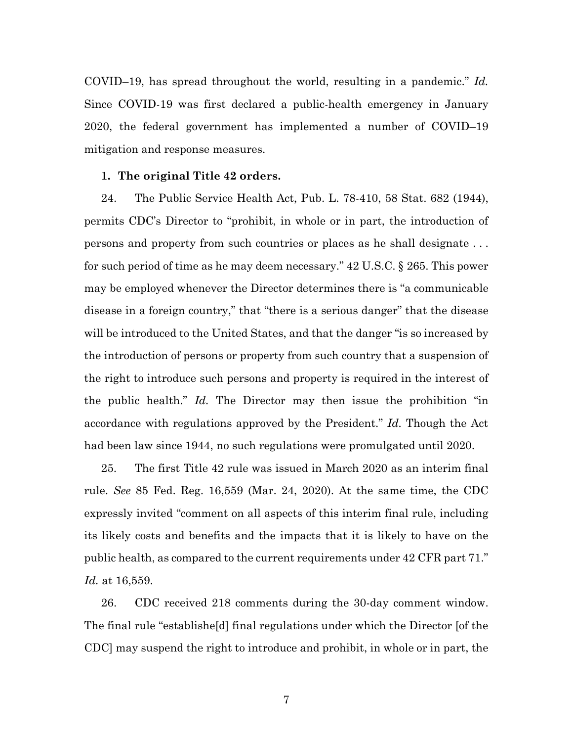COVID–19, has spread throughout the world, resulting in a pandemic." *Id.* Since COVID-19 was first declared a public-health emergency in January 2020, the federal government has implemented a number of COVID–19 mitigation and response measures.

**1. The original Title 42 orders.**

24. The Public Service Health Act, Pub. L. 78-410, 58 Stat. 682 (1944), permits CDC's Director to "prohibit, in whole or in part, the introduction of persons and property from such countries or places as he shall designate . . . for such period of time as he may deem necessary." 42 U.S.C. § 265. This power may be employed whenever the Director determines there is "a communicable disease in a foreign country," that "there is a serious danger" that the disease will be introduced to the United States, and that the danger "is so increased by the introduction of persons or property from such country that a suspension of the right to introduce such persons and property is required in the interest of the public health." *Id.* The Director may then issue the prohibition "in accordance with regulations approved by the President." *Id.* Though the Act had been law since 1944, no such regulations were promulgated until 2020.

25. The first Title 42 rule was issued in March 2020 as an interim final rule. *See* 85 Fed. Reg. 16,559 (Mar. 24, 2020). At the same time, the CDC expressly invited "comment on all aspects of this interim final rule, including its likely costs and benefits and the impacts that it is likely to have on the public health, as compared to the current requirements under 42 CFR part 71." *Id.* at 16,559.

26. CDC received 218 comments during the 30-day comment window. The final rule "establishe[d] final regulations under which the Director [of the CDC] may suspend the right to introduce and prohibit, in whole or in part, the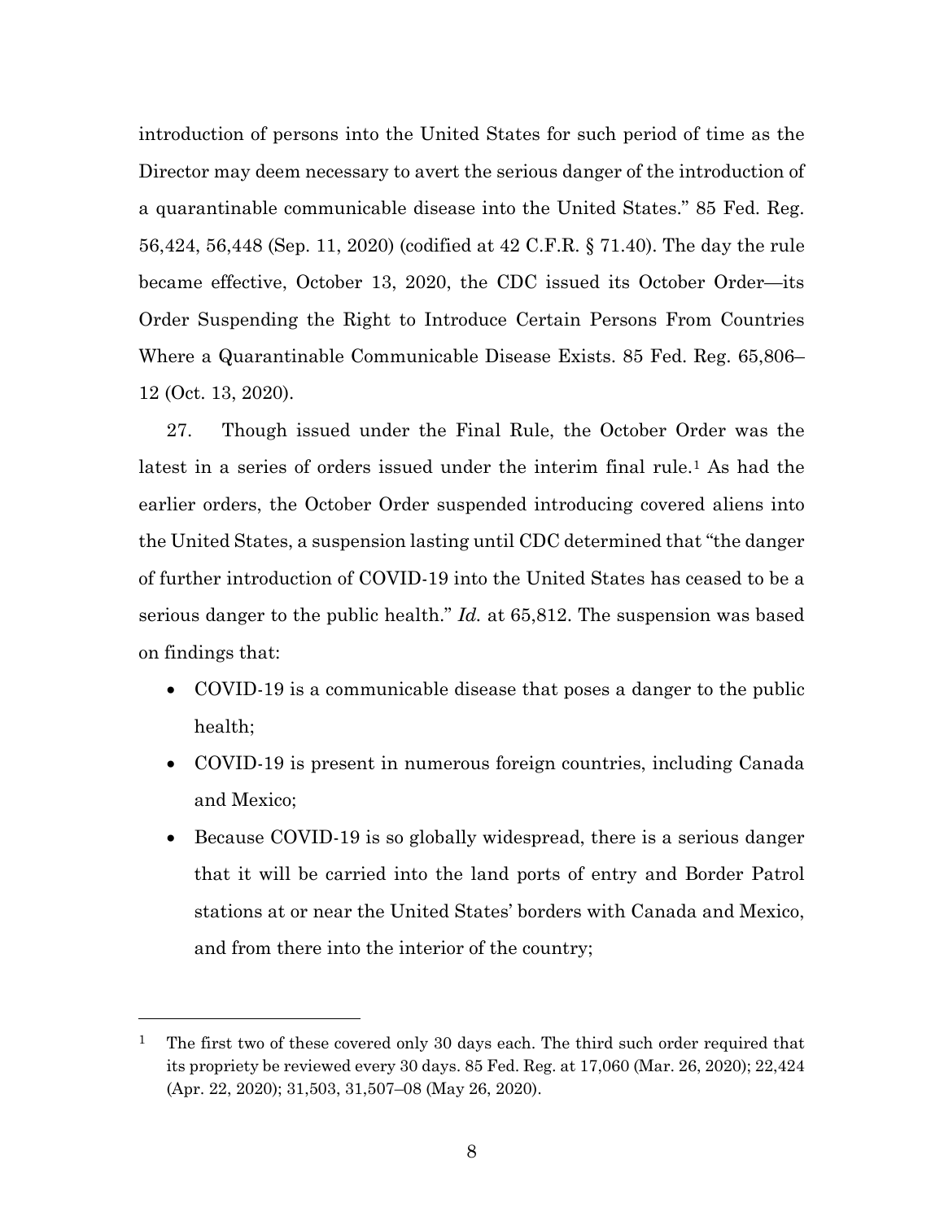introduction of persons into the United States for such period of time as the Director may deem necessary to avert the serious danger of the introduction of a quarantinable communicable disease into the United States." 85 Fed. Reg. 56,424, 56,448 (Sep. 11, 2020) (codified at 42 C.F.R. § 71.40). The day the rule became effective, October 13, 2020, the CDC issued its October Order—its Order Suspending the Right to Introduce Certain Persons From Countries Where a Quarantinable Communicable Disease Exists. 85 Fed. Reg. 65,806–12 (Oct. 13, 2020).

27. Though issued under the Final Rule, the October Order was the latest in a series of orders issued under the interim final rule.[1] As had the earlier orders, the October Order suspended introducing covered aliens into the United States, a suspension lasting until CDC determined that "the danger of further introduction of COVID-19 into the United States has ceased to be a serious danger to the public health." *Id.* at 65,812. The suspension was based on findings that:

- COVID-19 is a communicable disease that poses a danger to the public health;
- COVID-19 is present in numerous foreign countries, including Canada and Mexico;
- Because COVID-19 is so globally widespread, there is a serious danger that it will be carried into the land ports of entry and Border Patrol stations at or near the United States' borders with Canada and Mexico, and from there into the interior of the country;

---

[1] The first two of these covered only 30 days each. The third such order required that its propriety be reviewed every 30 days. 85 Fed. Reg. at 17,060 (Mar. 26, 2020); 22,424 (Apr. 22, 2020); 31,503, 31,507–08 (May 26, 2020).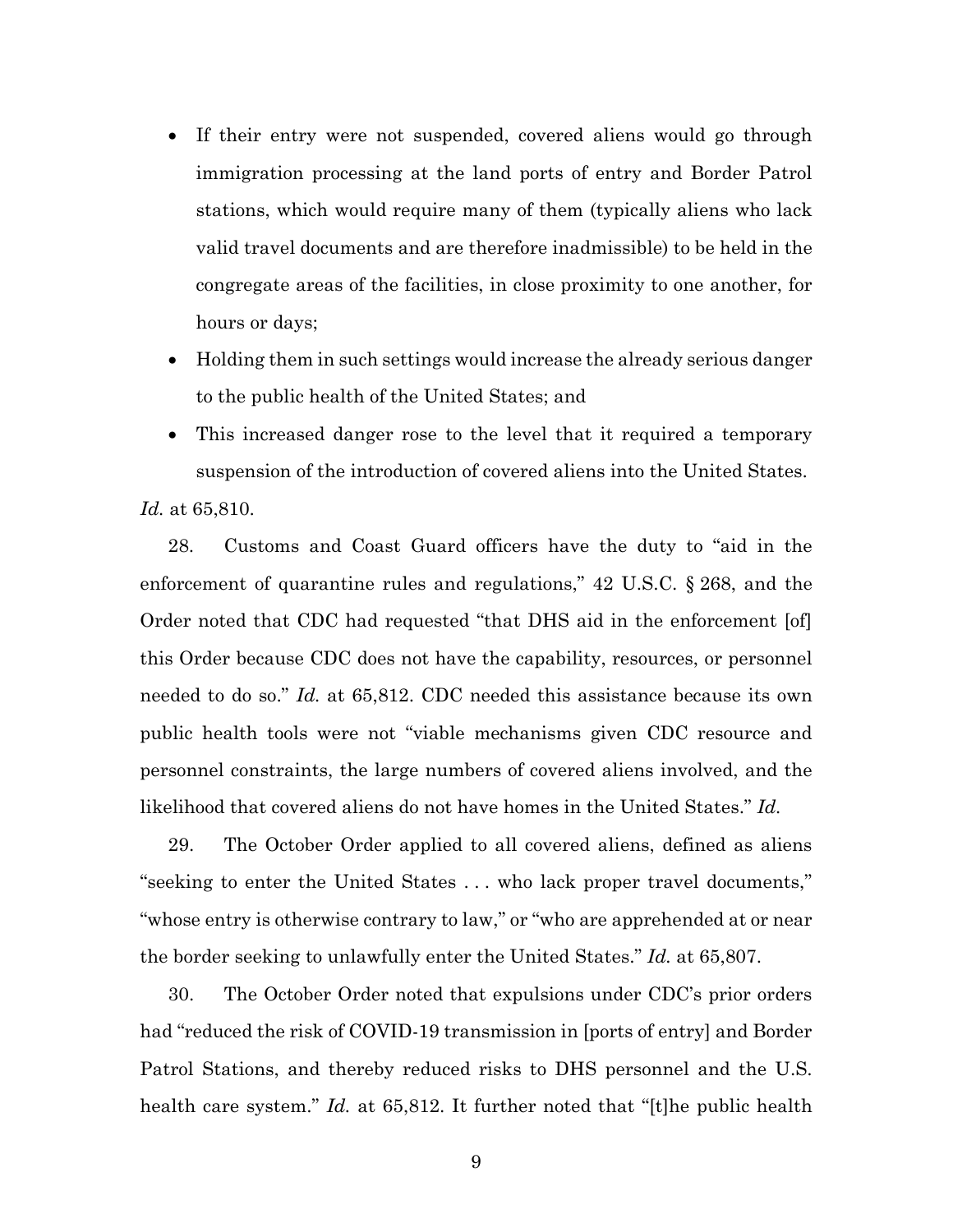- If their entry were not suspended, covered aliens would go through immigration processing at the land ports of entry and Border Patrol stations, which would require many of them (typically aliens who lack valid travel documents and are therefore inadmissible) to be held in the congregate areas of the facilities, in close proximity to one another, for hours or days;
- Holding them in such settings would increase the already serious danger to the public health of the United States; and
- This increased danger rose to the level that it required a temporary suspension of the introduction of covered aliens into the United States.

*Id.* at 65,810.

28. Customs and Coast Guard officers have the duty to "aid in the enforcement of quarantine rules and regulations," 42 U.S.C. § 268, and the Order noted that CDC had requested "that DHS aid in the enforcement [of] this Order because CDC does not have the capability, resources, or personnel needed to do so." *Id.* at 65,812. CDC needed this assistance because its own public health tools were not "viable mechanisms given CDC resource and personnel constraints, the large numbers of covered aliens involved, and the likelihood that covered aliens do not have homes in the United States." *Id.*

29. The October Order applied to all covered aliens, defined as aliens "seeking to enter the United States . . . who lack proper travel documents," "whose entry is otherwise contrary to law," or "who are apprehended at or near the border seeking to unlawfully enter the United States." *Id.* at 65,807.

30. The October Order noted that expulsions under CDC's prior orders had "reduced the risk of COVID-19 transmission in [ports of entry] and Border Patrol Stations, and thereby reduced risks to DHS personnel and the U.S. health care system." *Id.* at 65,812. It further noted that "[t]he public health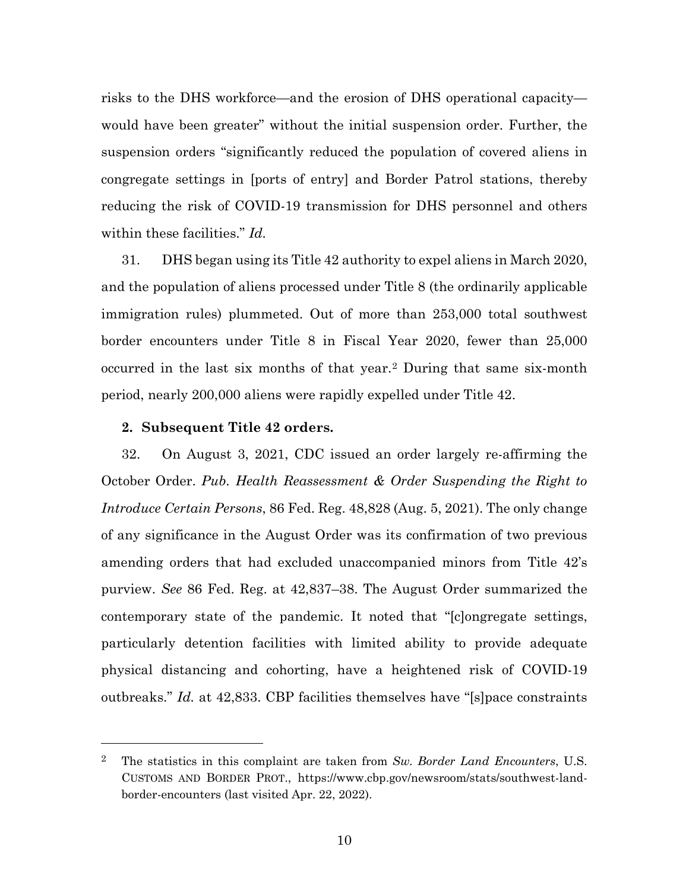risks to the DHS workforce—and the erosion of DHS operational capacity—would have been greater" without the initial suspension order. Further, the suspension orders "significantly reduced the population of covered aliens in congregate settings in [ports of entry] and Border Patrol stations, thereby reducing the risk of COVID-19 transmission for DHS personnel and others within these facilities." *Id.*

31. DHS began using its Title 42 authority to expel aliens in March 2020, and the population of aliens processed under Title 8 (the ordinarily applicable immigration rules) plummeted. Out of more than 253,000 total southwest border encounters under Title 8 in Fiscal Year 2020, fewer than 25,000 occurred in the last six months of that year.[2] During that same six-month period, nearly 200,000 aliens were rapidly expelled under Title 42.

### 2. Subsequent Title 42 orders.

32. On August 3, 2021, CDC issued an order largely re-affirming the October Order. *Pub. Health Reassessment & Order Suspending the Right to Introduce Certain Persons*, 86 Fed. Reg. 48,828 (Aug. 5, 2021). The only change of any significance in the August Order was its confirmation of two previous amending orders that had excluded unaccompanied minors from Title 42's purview. *See* 86 Fed. Reg. at 42,837–38. The August Order summarized the contemporary state of the pandemic. It noted that "[c]ongregate settings, particularly detention facilities with limited ability to provide adequate physical distancing and cohorting, have a heightened risk of COVID-19 outbreaks." *Id.* at 42,833. CBP facilities themselves have "[s]pace constraints

---

[2] The statistics in this complaint are taken from *Sw. Border Land Encounters*, U.S. CUSTOMS AND BORDER PROT., https://www.cbp.gov/newsroom/stats/southwest-land-border-encounters (last visited Apr. 22, 2022).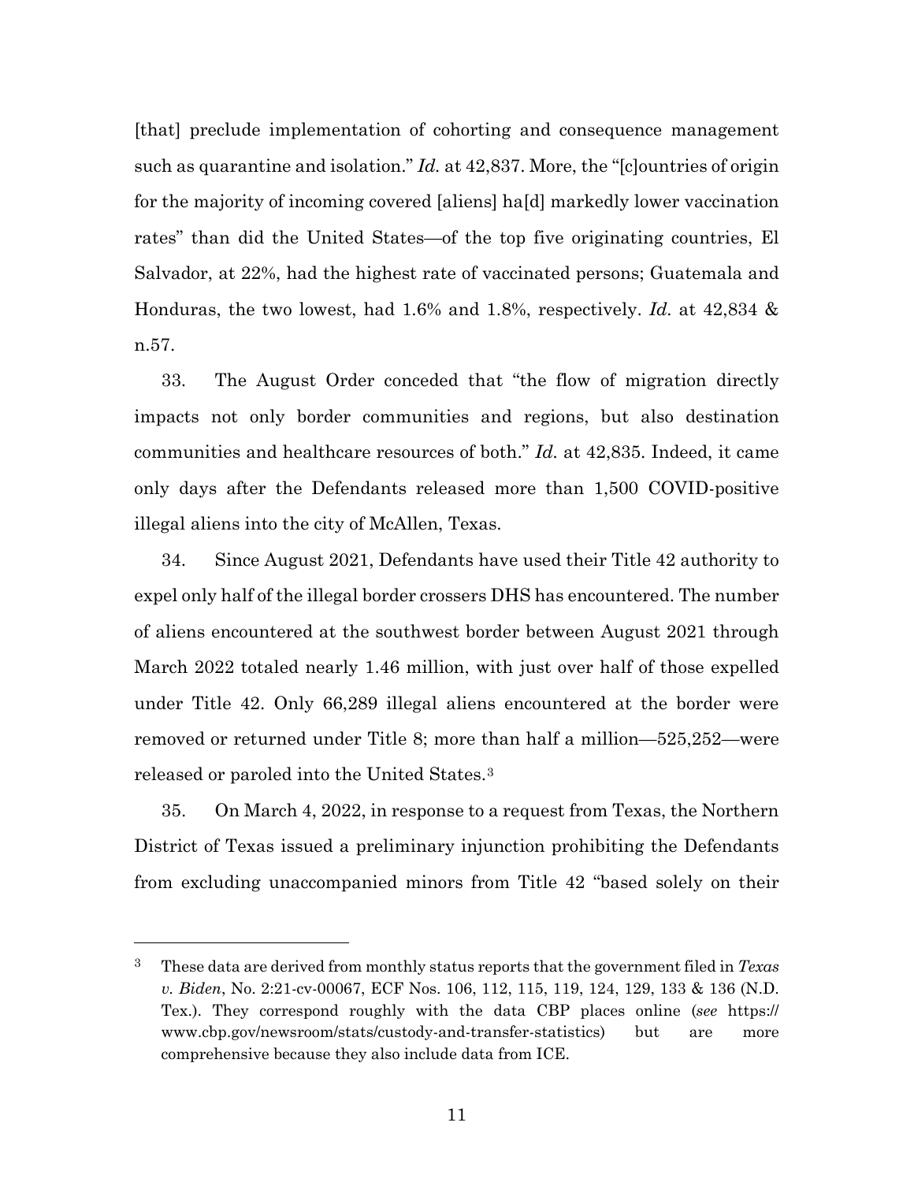[that] preclude implementation of cohorting and consequence management such as quarantine and isolation." *Id.* at 42,837. More, the "[c]ountries of origin for the majority of incoming covered [aliens] ha[d] markedly lower vaccination rates" than did the United States—of the top five originating countries, El Salvador, at 22%, had the highest rate of vaccinated persons; Guatemala and Honduras, the two lowest, had 1.6% and 1.8%, respectively. *Id.* at 42,834 & n.57.

33. The August Order conceded that "the flow of migration directly impacts not only border communities and regions, but also destination communities and healthcare resources of both." *Id.* at 42,835. Indeed, it came only days after the Defendants released more than 1,500 COVID-positive illegal aliens into the city of McAllen, Texas.

34. Since August 2021, Defendants have used their Title 42 authority to expel only half of the illegal border crossers DHS has encountered. The number of aliens encountered at the southwest border between August 2021 through March 2022 totaled nearly 1.46 million, with just over half of those expelled under Title 42. Only 66,289 illegal aliens encountered at the border were removed or returned under Title 8; more than half a million—525,252—were released or paroled into the United States.[3]

35. On March 4, 2022, in response to a request from Texas, the Northern District of Texas issued a preliminary injunction prohibiting the Defendants from excluding unaccompanied minors from Title 42 "based solely on their

---

[3] These data are derived from monthly status reports that the government filed in *Texas v. Biden*, No. 2:21-cv-00067, ECF Nos. 106, 112, 115, 119, 124, 129, 133 & 136 (N.D. Tex.). They correspond roughly with the data CBP places online (*see* https://www.cbp.gov/newsroom/stats/custody-and-transfer-statistics) but are more comprehensive because they also include data from ICE.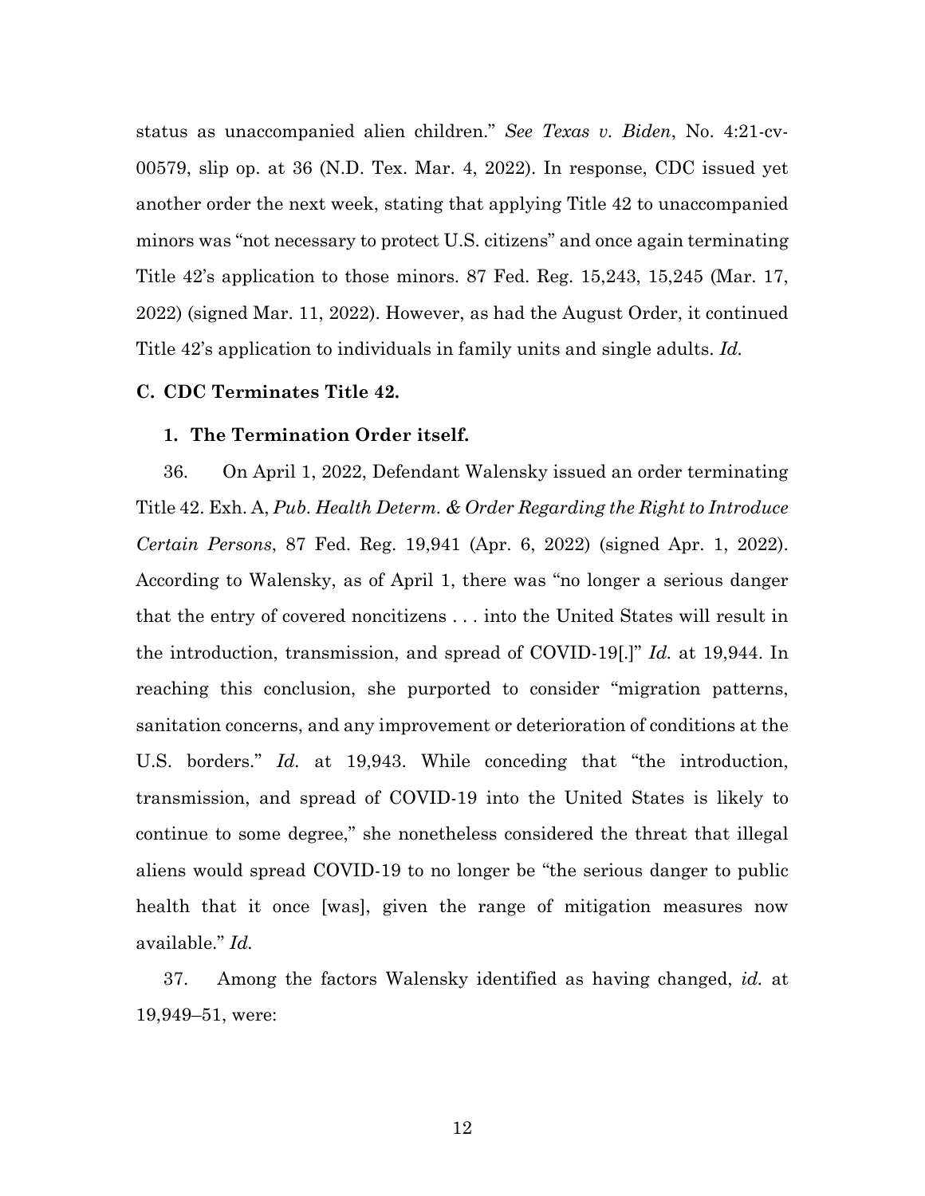status as unaccompanied alien children." *See Texas v. Biden*, No. 4:21-cv-00579, slip op. at 36 (N.D. Tex. Mar. 4, 2022). In response, CDC issued yet another order the next week, stating that applying Title 42 to unaccompanied minors was "not necessary to protect U.S. citizens" and once again terminating Title 42's application to those minors. 87 Fed. Reg. 15,243, 15,245 (Mar. 17, 2022) (signed Mar. 11, 2022). However, as had the August Order, it continued Title 42's application to individuals in family units and single adults. *Id.*

### C. CDC Terminates Title 42.

#### 1. The Termination Order itself.

36. On April 1, 2022, Defendant Walensky issued an order terminating Title 42. Exh. A, *Pub. Health Determ. & Order Regarding the Right to Introduce Certain Persons*, 87 Fed. Reg. 19,941 (Apr. 6, 2022) (signed Apr. 1, 2022). According to Walensky, as of April 1, there was "no longer a serious danger that the entry of covered noncitizens . . . into the United States will result in the introduction, transmission, and spread of COVID-19[.]" *Id.* at 19,944. In reaching this conclusion, she purported to consider "migration patterns, sanitation concerns, and any improvement or deterioration of conditions at the U.S. borders." *Id.* at 19,943. While conceding that "the introduction, transmission, and spread of COVID-19 into the United States is likely to continue to some degree," she nonetheless considered the threat that illegal aliens would spread COVID-19 to no longer be "the serious danger to public health that it once [was], given the range of mitigation measures now available." *Id.*

37. Among the factors Walensky identified as having changed, *id.* at 19,949–51, were: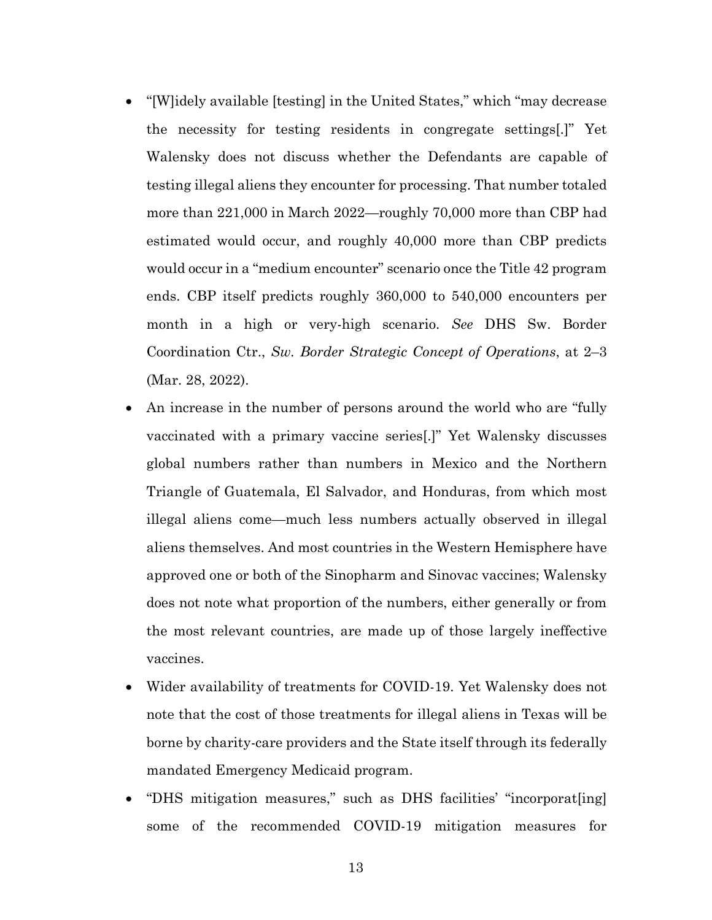- "[W]idely available [testing] in the United States," which "may decrease the necessity for testing residents in congregate settings[.]" Yet Walensky does not discuss whether the Defendants are capable of testing illegal aliens they encounter for processing. That number totaled more than 221,000 in March 2022—roughly 70,000 more than CBP had estimated would occur, and roughly 40,000 more than CBP predicts would occur in a "medium encounter" scenario once the Title 42 program ends. CBP itself predicts roughly 360,000 to 540,000 encounters per month in a high or very-high scenario. *See* DHS Sw. Border Coordination Ctr., *Sw. Border Strategic Concept of Operations*, at 2–3 (Mar. 28, 2022).
- An increase in the number of persons around the world who are "fully vaccinated with a primary vaccine series[.]" Yet Walensky discusses global numbers rather than numbers in Mexico and the Northern Triangle of Guatemala, El Salvador, and Honduras, from which most illegal aliens come—much less numbers actually observed in illegal aliens themselves. And most countries in the Western Hemisphere have approved one or both of the Sinopharm and Sinovac vaccines; Walensky does not note what proportion of the numbers, either generally or from the most relevant countries, are made up of those largely ineffective vaccines.
- Wider availability of treatments for COVID-19. Yet Walensky does not note that the cost of those treatments for illegal aliens in Texas will be borne by charity-care providers and the State itself through its federally mandated Emergency Medicaid program.
- "DHS mitigation measures," such as DHS facilities' "incorporat[ing] some of the recommended COVID-19 mitigation measures for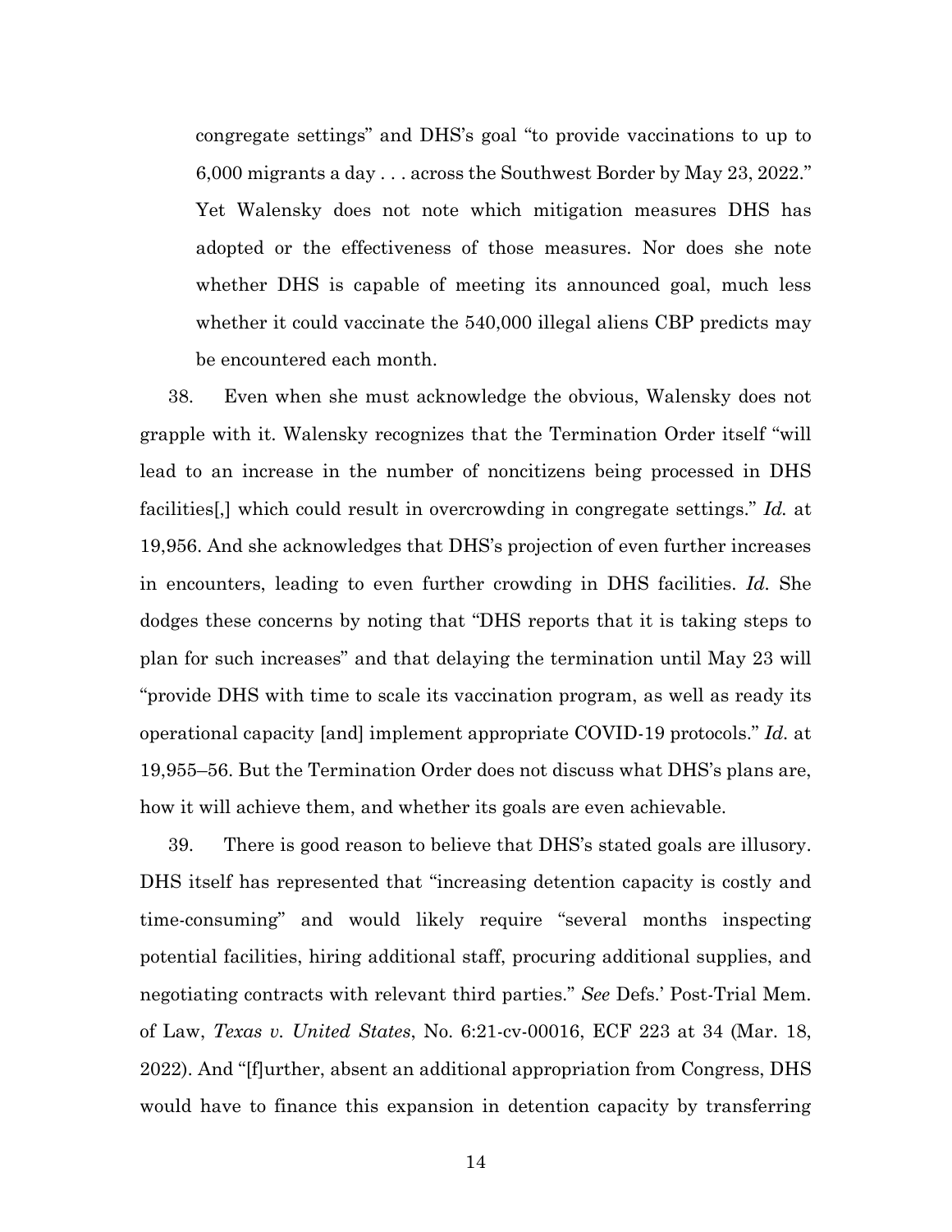congregate settings" and DHS's goal "to provide vaccinations to up to 6,000 migrants a day . . . across the Southwest Border by May 23, 2022." Yet Walensky does not note which mitigation measures DHS has adopted or the effectiveness of those measures. Nor does she note whether DHS is capable of meeting its announced goal, much less whether it could vaccinate the 540,000 illegal aliens CBP predicts may be encountered each month.

38. Even when she must acknowledge the obvious, Walensky does not grapple with it. Walensky recognizes that the Termination Order itself "will lead to an increase in the number of noncitizens being processed in DHS facilities[,] which could result in overcrowding in congregate settings." *Id.* at 19,956. And she acknowledges that DHS's projection of even further increases in encounters, leading to even further crowding in DHS facilities. *Id.* She dodges these concerns by noting that "DHS reports that it is taking steps to plan for such increases" and that delaying the termination until May 23 will "provide DHS with time to scale its vaccination program, as well as ready its operational capacity [and] implement appropriate COVID-19 protocols." *Id.* at 19,955–56. But the Termination Order does not discuss what DHS's plans are, how it will achieve them, and whether its goals are even achievable.

39. There is good reason to believe that DHS's stated goals are illusory. DHS itself has represented that "increasing detention capacity is costly and time-consuming" and would likely require "several months inspecting potential facilities, hiring additional staff, procuring additional supplies, and negotiating contracts with relevant third parties." *See* Defs.' Post-Trial Mem. of Law, *Texas v. United States*, No. 6:21-cv-00016, ECF 223 at 34 (Mar. 18, 2022). And "[f]urther, absent an additional appropriation from Congress, DHS would have to finance this expansion in detention capacity by transferring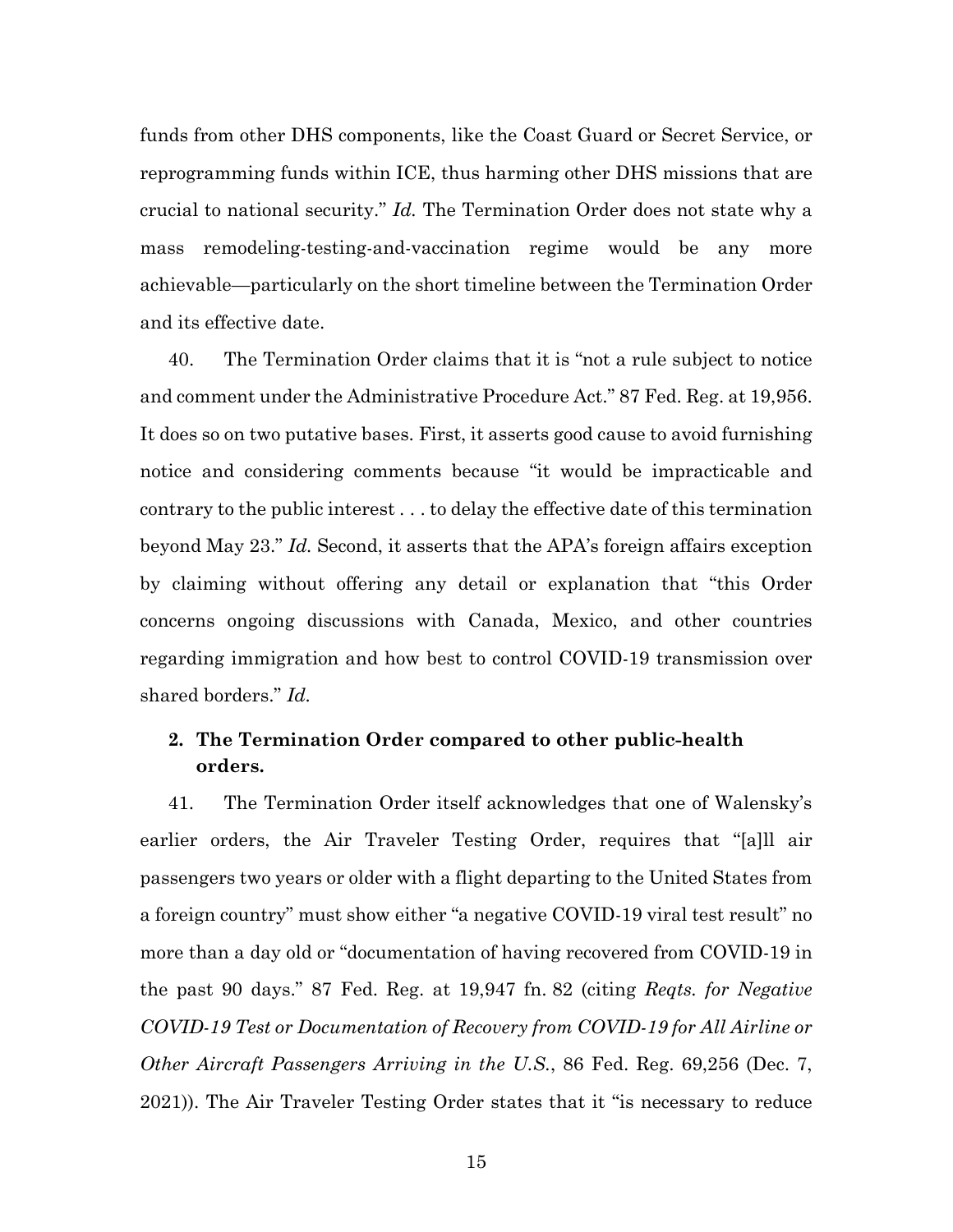funds from other DHS components, like the Coast Guard or Secret Service, or reprogramming funds within ICE, thus harming other DHS missions that are crucial to national security." *Id.* The Termination Order does not state why a mass remodeling-testing-and-vaccination regime would be any more achievable—particularly on the short timeline between the Termination Order and its effective date.

40. The Termination Order claims that it is "not a rule subject to notice and comment under the Administrative Procedure Act." 87 Fed. Reg. at 19,956. It does so on two putative bases. First, it asserts good cause to avoid furnishing notice and considering comments because "it would be impracticable and contrary to the public interest . . . to delay the effective date of this termination beyond May 23." *Id.* Second, it asserts that the APA's foreign affairs exception by claiming without offering any detail or explanation that "this Order concerns ongoing discussions with Canada, Mexico, and other countries regarding immigration and how best to control COVID-19 transmission over shared borders." *Id.*

### 2. The Termination Order compared to other public-health orders.

41. The Termination Order itself acknowledges that one of Walensky's earlier orders, the Air Traveler Testing Order, requires that "[a]ll air passengers two years or older with a flight departing to the United States from a foreign country" must show either "a negative COVID-19 viral test result" no more than a day old or "documentation of having recovered from COVID-19 in the past 90 days." 87 Fed. Reg. at 19,947 fn. 82 (citing *Reqts. for Negative COVID-19 Test or Documentation of Recovery from COVID-19 for All Airline or Other Aircraft Passengers Arriving in the U.S.*, 86 Fed. Reg. 69,256 (Dec. 7, 2021)). The Air Traveler Testing Order states that it "is necessary to reduce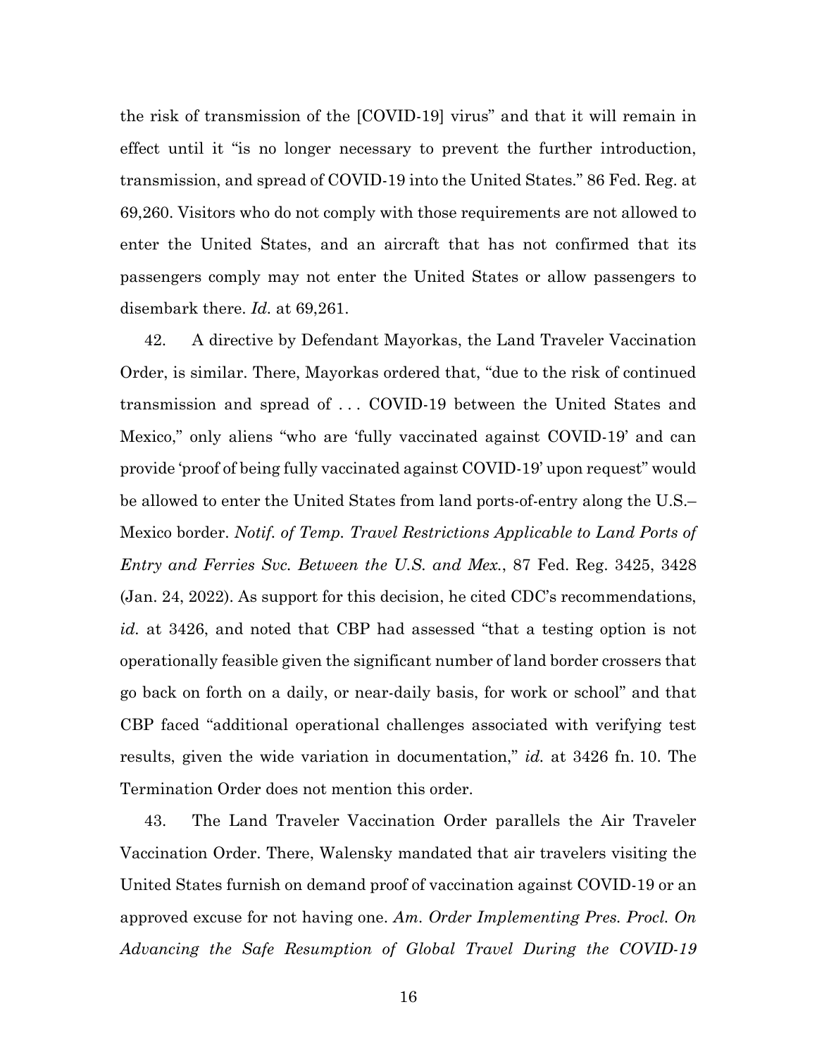the risk of transmission of the [COVID-19] virus" and that it will remain in effect until it "is no longer necessary to prevent the further introduction, transmission, and spread of COVID-19 into the United States." 86 Fed. Reg. at 69,260. Visitors who do not comply with those requirements are not allowed to enter the United States, and an aircraft that has not confirmed that its passengers comply may not enter the United States or allow passengers to disembark there. *Id.* at 69,261.

42. A directive by Defendant Mayorkas, the Land Traveler Vaccination Order, is similar. There, Mayorkas ordered that, "due to the risk of continued transmission and spread of . . . COVID-19 between the United States and Mexico," only aliens "who are 'fully vaccinated against COVID-19' and can provide 'proof of being fully vaccinated against COVID-19' upon request" would be allowed to enter the United States from land ports-of-entry along the U.S.–Mexico border. *Notif. of Temp. Travel Restrictions Applicable to Land Ports of Entry and Ferries Svc. Between the U.S. and Mex.*, 87 Fed. Reg. 3425, 3428 (Jan. 24, 2022). As support for this decision, he cited CDC's recommendations, *id.* at 3426, and noted that CBP had assessed "that a testing option is not operationally feasible given the significant number of land border crossers that go back on forth on a daily, or near-daily basis, for work or school" and that CBP faced "additional operational challenges associated with verifying test results, given the wide variation in documentation," *id.* at 3426 fn. 10. The Termination Order does not mention this order.

43. The Land Traveler Vaccination Order parallels the Air Traveler Vaccination Order. There, Walensky mandated that air travelers visiting the United States furnish on demand proof of vaccination against COVID-19 or an approved excuse for not having one. *Am. Order Implementing Pres. Procl. On Advancing the Safe Resumption of Global Travel During the COVID-19*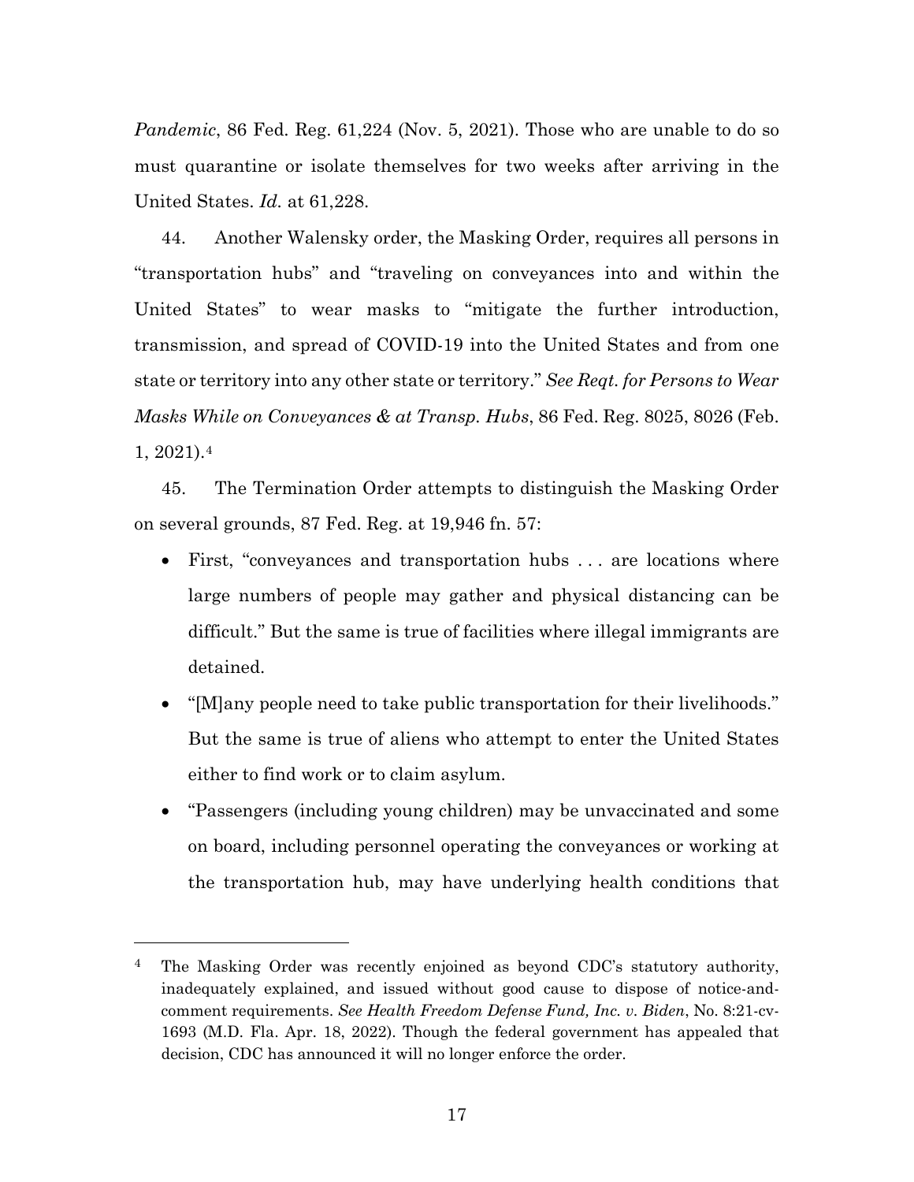*Pandemic*, 86 Fed. Reg. 61,224 (Nov. 5, 2021). Those who are unable to do so must quarantine or isolate themselves for two weeks after arriving in the United States. *Id.* at 61,228.

44. Another Walensky order, the Masking Order, requires all persons in "transportation hubs" and "traveling on conveyances into and within the United States" to wear masks to "mitigate the further introduction, transmission, and spread of COVID-19 into the United States and from one state or territory into any other state or territory." *See Reqt. for Persons to Wear Masks While on Conveyances & at Transp. Hubs*, 86 Fed. Reg. 8025, 8026 (Feb. 1, 2021).[4]

45. The Termination Order attempts to distinguish the Masking Order on several grounds, 87 Fed. Reg. at 19,946 fn. 57:

- First, "conveyances and transportation hubs . . . are locations where large numbers of people may gather and physical distancing can be difficult." But the same is true of facilities where illegal immigrants are detained.
- "[M]any people need to take public transportation for their livelihoods." But the same is true of aliens who attempt to enter the United States either to find work or to claim asylum.
- "Passengers (including young children) may be unvaccinated and some on board, including personnel operating the conveyances or working at the transportation hub, may have underlying health conditions that

---

[4] The Masking Order was recently enjoined as beyond CDC's statutory authority, inadequately explained, and issued without good cause to dispose of notice-and-comment requirements. *See Health Freedom Defense Fund, Inc. v. Biden*, No. 8:21-cv-1693 (M.D. Fla. Apr. 18, 2022). Though the federal government has appealed that decision, CDC has announced it will no longer enforce the order.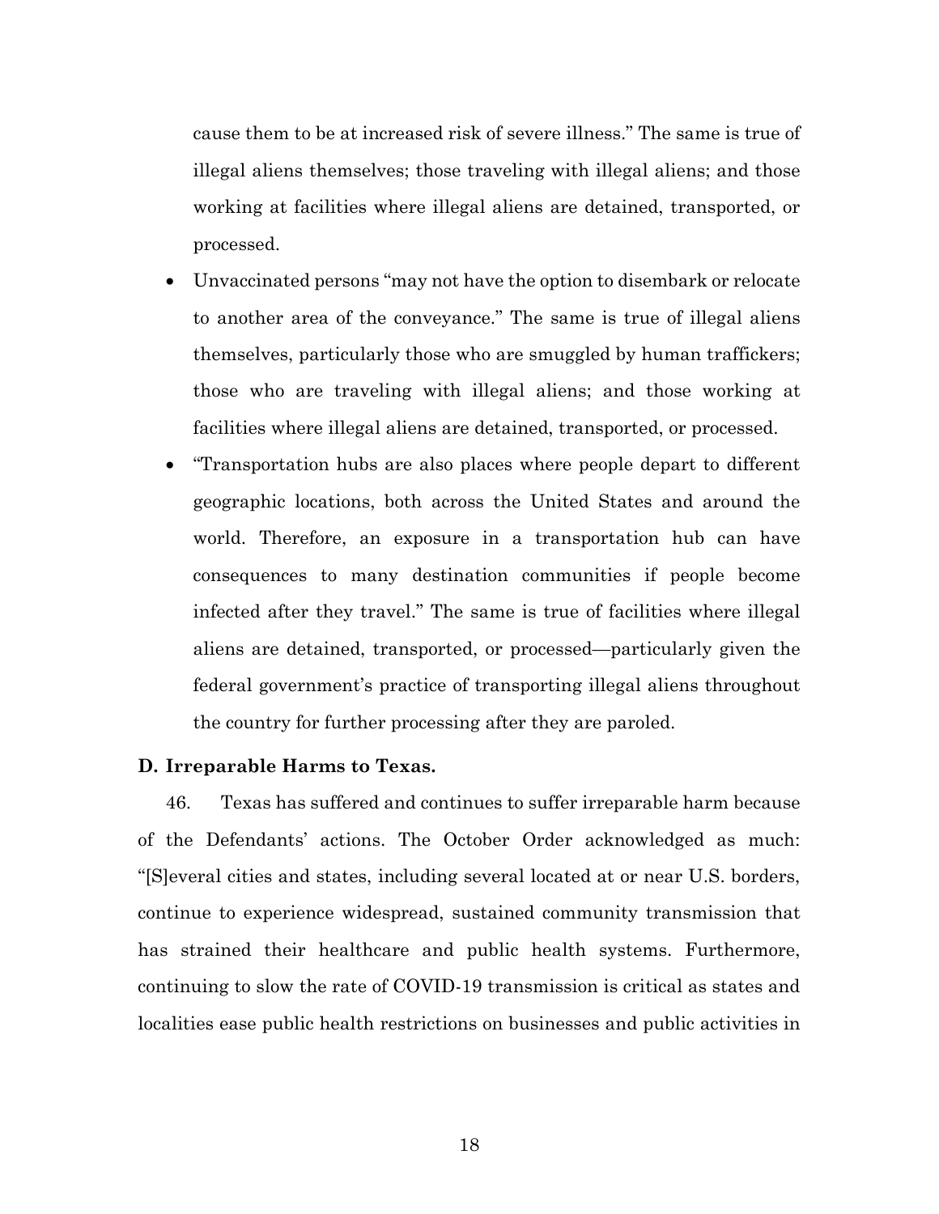cause them to be at increased risk of severe illness." The same is true of illegal aliens themselves; those traveling with illegal aliens; and those working at facilities where illegal aliens are detained, transported, or processed.

- Unvaccinated persons "may not have the option to disembark or relocate to another area of the conveyance." The same is true of illegal aliens themselves, particularly those who are smuggled by human traffickers; those who are traveling with illegal aliens; and those working at facilities where illegal aliens are detained, transported, or processed.
- "Transportation hubs are also places where people depart to different geographic locations, both across the United States and around the world. Therefore, an exposure in a transportation hub can have consequences to many destination communities if people become infected after they travel." The same is true of facilities where illegal aliens are detained, transported, or processed—particularly given the federal government's practice of transporting illegal aliens throughout the country for further processing after they are paroled.

### D. Irreparable Harms to Texas.

46. Texas has suffered and continues to suffer irreparable harm because of the Defendants' actions. The October Order acknowledged as much: "[S]everal cities and states, including several located at or near U.S. borders, continue to experience widespread, sustained community transmission that has strained their healthcare and public health systems. Furthermore, continuing to slow the rate of COVID-19 transmission is critical as states and localities ease public health restrictions on businesses and public activities in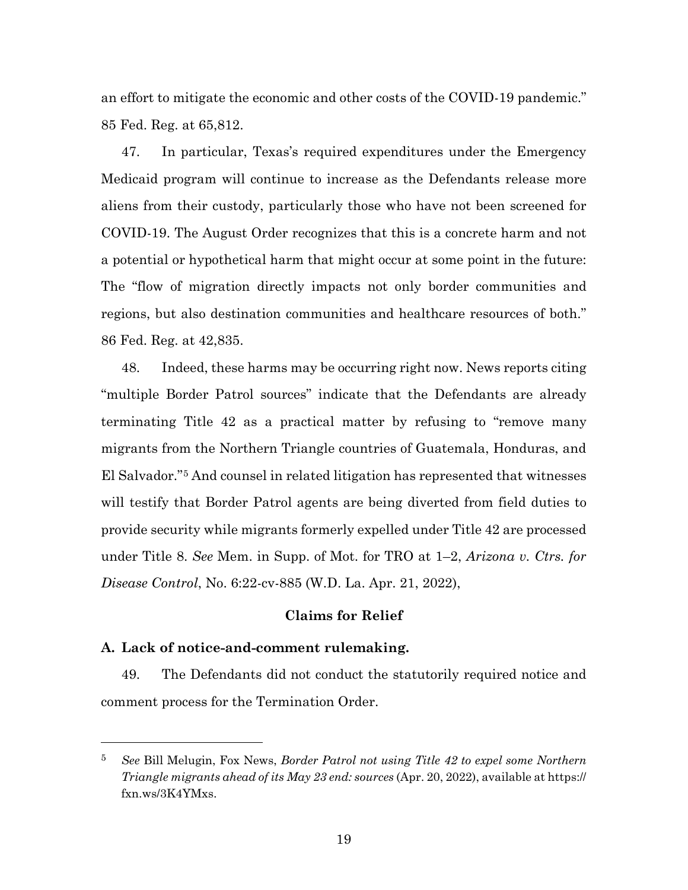an effort to mitigate the economic and other costs of the COVID-19 pandemic." 85 Fed. Reg. at 65,812.

47. In particular, Texas's required expenditures under the Emergency Medicaid program will continue to increase as the Defendants release more aliens from their custody, particularly those who have not been screened for COVID-19. The August Order recognizes that this is a concrete harm and not a potential or hypothetical harm that might occur at some point in the future: The "flow of migration directly impacts not only border communities and regions, but also destination communities and healthcare resources of both." 86 Fed. Reg. at 42,835.

48. Indeed, these harms may be occurring right now. News reports citing "multiple Border Patrol sources" indicate that the Defendants are already terminating Title 42 as a practical matter by refusing to "remove many migrants from the Northern Triangle countries of Guatemala, Honduras, and El Salvador."[5] And counsel in related litigation has represented that witnesses will testify that Border Patrol agents are being diverted from field duties to provide security while migrants formerly expelled under Title 42 are processed under Title 8. *See* Mem. in Supp. of Mot. for TRO at 1–2, *Arizona v. Ctrs. for Disease Control*, No. 6:22-cv-885 (W.D. La. Apr. 21, 2022),

## Claims for Relief

### A. Lack of notice-and-comment rulemaking.

49. The Defendants did not conduct the statutorily required notice and comment process for the Termination Order.

---

[5] *See* Bill Melugin, Fox News, *Border Patrol not using Title 42 to expel some Northern Triangle migrants ahead of its May 23 end: sources* (Apr. 20, 2022), available at https://fxn.ws/3K4YMxs.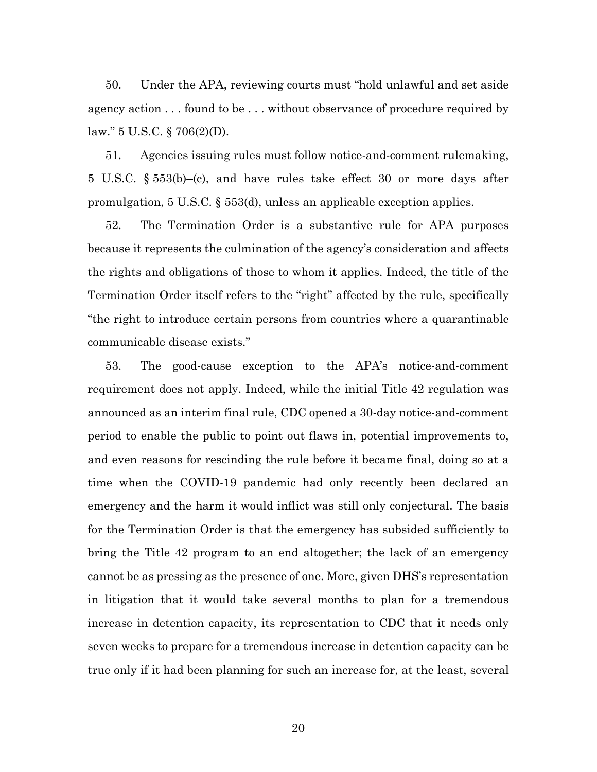50. Under the APA, reviewing courts must "hold unlawful and set aside agency action . . . found to be . . . without observance of procedure required by law." 5 U.S.C. § 706(2)(D).

51. Agencies issuing rules must follow notice-and-comment rulemaking, 5 U.S.C. § 553(b)–(c), and have rules take effect 30 or more days after promulgation, 5 U.S.C. § 553(d), unless an applicable exception applies.

52. The Termination Order is a substantive rule for APA purposes because it represents the culmination of the agency's consideration and affects the rights and obligations of those to whom it applies. Indeed, the title of the Termination Order itself refers to the "right" affected by the rule, specifically "the right to introduce certain persons from countries where a quarantinable communicable disease exists."

53. The good-cause exception to the APA's notice-and-comment requirement does not apply. Indeed, while the initial Title 42 regulation was announced as an interim final rule, CDC opened a 30-day notice-and-comment period to enable the public to point out flaws in, potential improvements to, and even reasons for rescinding the rule before it became final, doing so at a time when the COVID-19 pandemic had only recently been declared an emergency and the harm it would inflict was still only conjectural. The basis for the Termination Order is that the emergency has subsided sufficiently to bring the Title 42 program to an end altogether; the lack of an emergency cannot be as pressing as the presence of one. More, given DHS's representation in litigation that it would take several months to plan for a tremendous increase in detention capacity, its representation to CDC that it needs only seven weeks to prepare for a tremendous increase in detention capacity can be true only if it had been planning for such an increase for, at the least, several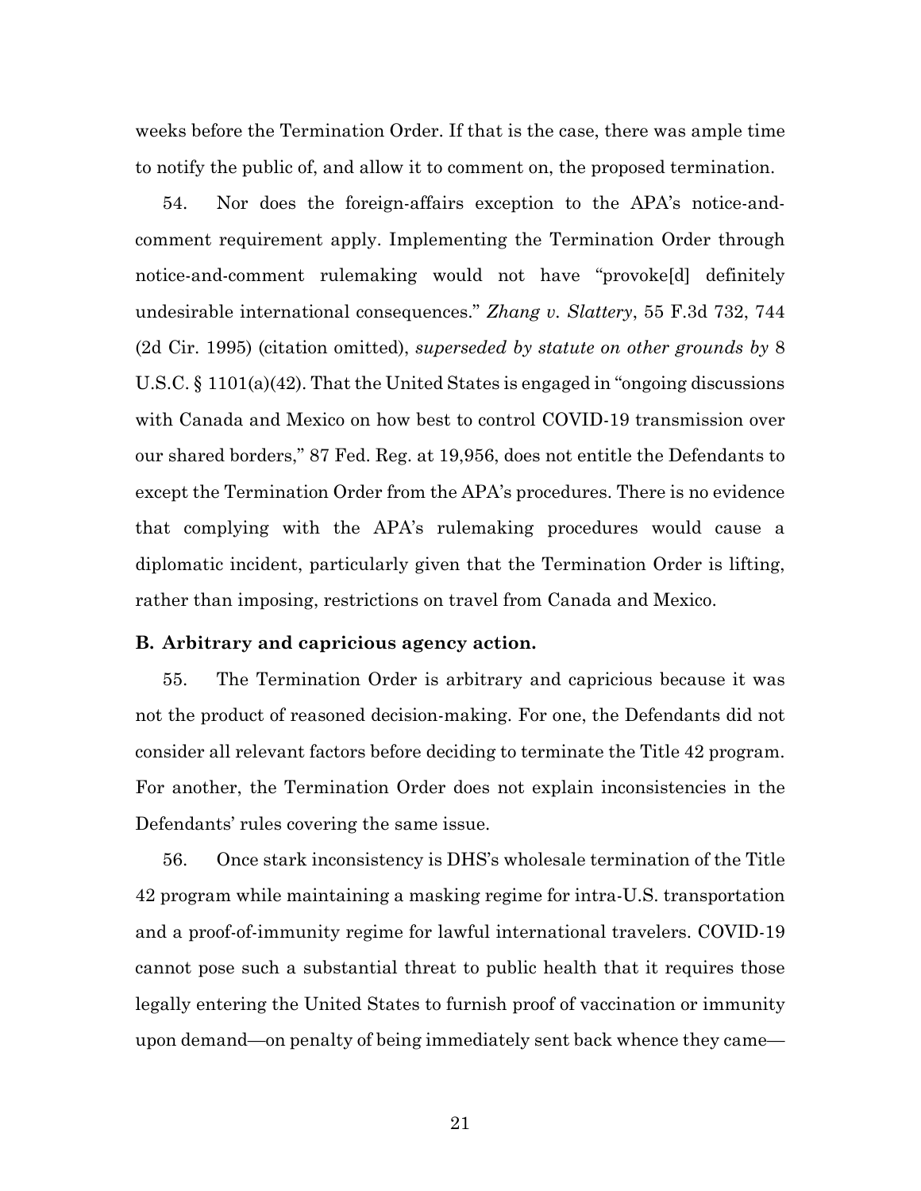weeks before the Termination Order. If that is the case, there was ample time to notify the public of, and allow it to comment on, the proposed termination.

54. Nor does the foreign-affairs exception to the APA's notice-and-comment requirement apply. Implementing the Termination Order through notice-and-comment rulemaking would not have "provoke[d] definitely undesirable international consequences." *Zhang v. Slattery*, 55 F.3d 732, 744 (2d Cir. 1995) (citation omitted), *superseded by statute on other grounds by* 8 U.S.C. § 1101(a)(42). That the United States is engaged in "ongoing discussions with Canada and Mexico on how best to control COVID-19 transmission over our shared borders," 87 Fed. Reg. at 19,956, does not entitle the Defendants to except the Termination Order from the APA's procedures. There is no evidence that complying with the APA's rulemaking procedures would cause a diplomatic incident, particularly given that the Termination Order is lifting, rather than imposing, restrictions on travel from Canada and Mexico.

**B. Arbitrary and capricious agency action.**

55. The Termination Order is arbitrary and capricious because it was not the product of reasoned decision-making. For one, the Defendants did not consider all relevant factors before deciding to terminate the Title 42 program. For another, the Termination Order does not explain inconsistencies in the Defendants' rules covering the same issue.

56. Once stark inconsistency is DHS's wholesale termination of the Title 42 program while maintaining a masking regime for intra-U.S. transportation and a proof-of-immunity regime for lawful international travelers. COVID-19 cannot pose such a substantial threat to public health that it requires those legally entering the United States to furnish proof of vaccination or immunity upon demand—on penalty of being immediately sent back whence they came—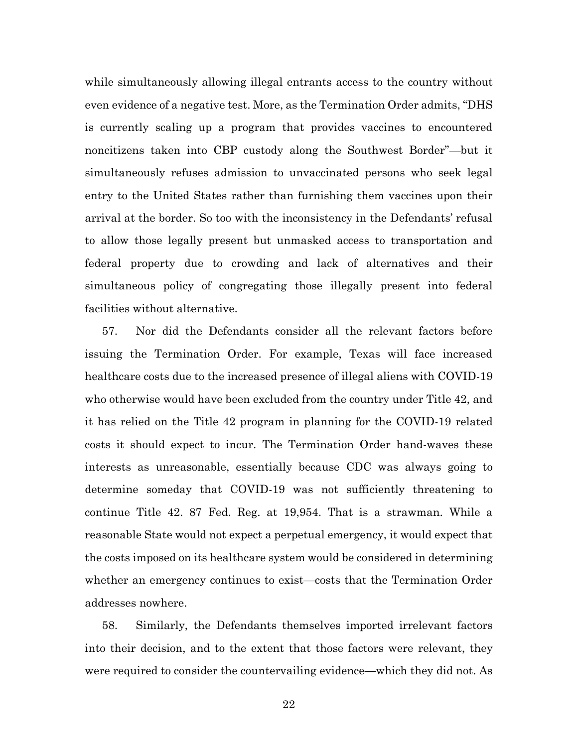while simultaneously allowing illegal entrants access to the country without even evidence of a negative test. More, as the Termination Order admits, "DHS is currently scaling up a program that provides vaccines to encountered noncitizens taken into CBP custody along the Southwest Border"—but it simultaneously refuses admission to unvaccinated persons who seek legal entry to the United States rather than furnishing them vaccines upon their arrival at the border. So too with the inconsistency in the Defendants' refusal to allow those legally present but unmasked access to transportation and federal property due to crowding and lack of alternatives and their simultaneous policy of congregating those illegally present into federal facilities without alternative.

57. Nor did the Defendants consider all the relevant factors before issuing the Termination Order. For example, Texas will face increased healthcare costs due to the increased presence of illegal aliens with COVID-19 who otherwise would have been excluded from the country under Title 42, and it has relied on the Title 42 program in planning for the COVID-19 related costs it should expect to incur. The Termination Order hand-waves these interests as unreasonable, essentially because CDC was always going to determine someday that COVID-19 was not sufficiently threatening to continue Title 42. 87 Fed. Reg. at 19,954. That is a strawman. While a reasonable State would not expect a perpetual emergency, it would expect that the costs imposed on its healthcare system would be considered in determining whether an emergency continues to exist—costs that the Termination Order addresses nowhere.

58. Similarly, the Defendants themselves imported irrelevant factors into their decision, and to the extent that those factors were relevant, they were required to consider the countervailing evidence—which they did not. As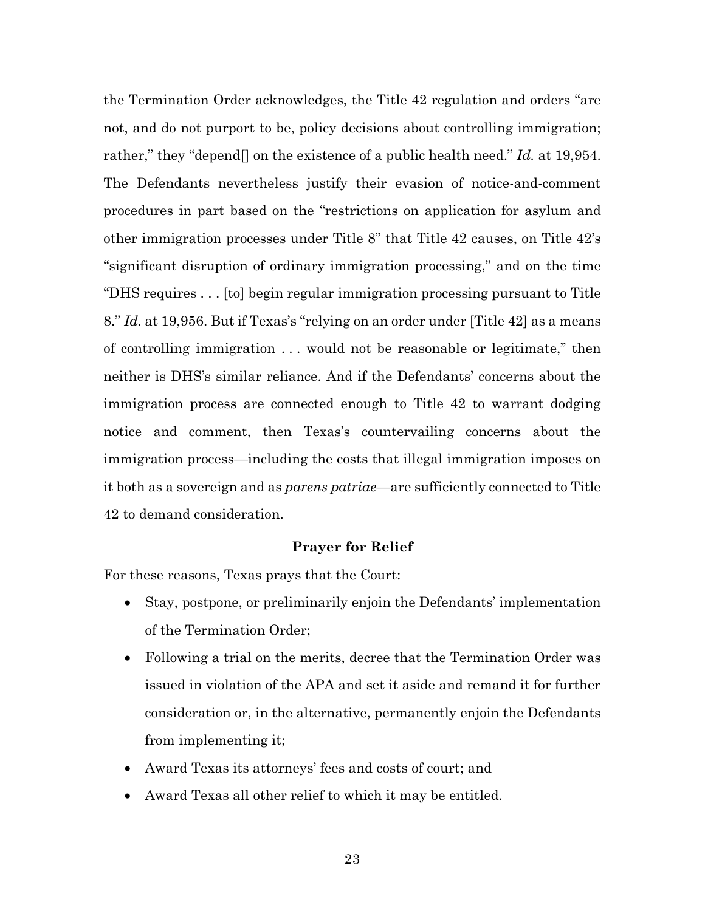the Termination Order acknowledges, the Title 42 regulation and orders "are not, and do not purport to be, policy decisions about controlling immigration; rather," they "depend[] on the existence of a public health need." *Id.* at 19,954. The Defendants nevertheless justify their evasion of notice-and-comment procedures in part based on the "restrictions on application for asylum and other immigration processes under Title 8" that Title 42 causes, on Title 42's "significant disruption of ordinary immigration processing," and on the time "DHS requires . . . [to] begin regular immigration processing pursuant to Title 8." *Id.* at 19,956. But if Texas's "relying on an order under [Title 42] as a means of controlling immigration . . . would not be reasonable or legitimate," then neither is DHS's similar reliance. And if the Defendants' concerns about the immigration process are connected enough to Title 42 to warrant dodging notice and comment, then Texas's countervailing concerns about the immigration process—including the costs that illegal immigration imposes on it both as a sovereign and as *parens patriae*—are sufficiently connected to Title 42 to demand consideration.

## Prayer for Relief

For these reasons, Texas prays that the Court:

- Stay, postpone, or preliminarily enjoin the Defendants' implementation of the Termination Order;
- Following a trial on the merits, decree that the Termination Order was issued in violation of the APA and set it aside and remand it for further consideration or, in the alternative, permanently enjoin the Defendants from implementing it;
- Award Texas its attorneys' fees and costs of court; and
- Award Texas all other relief to which it may be entitled.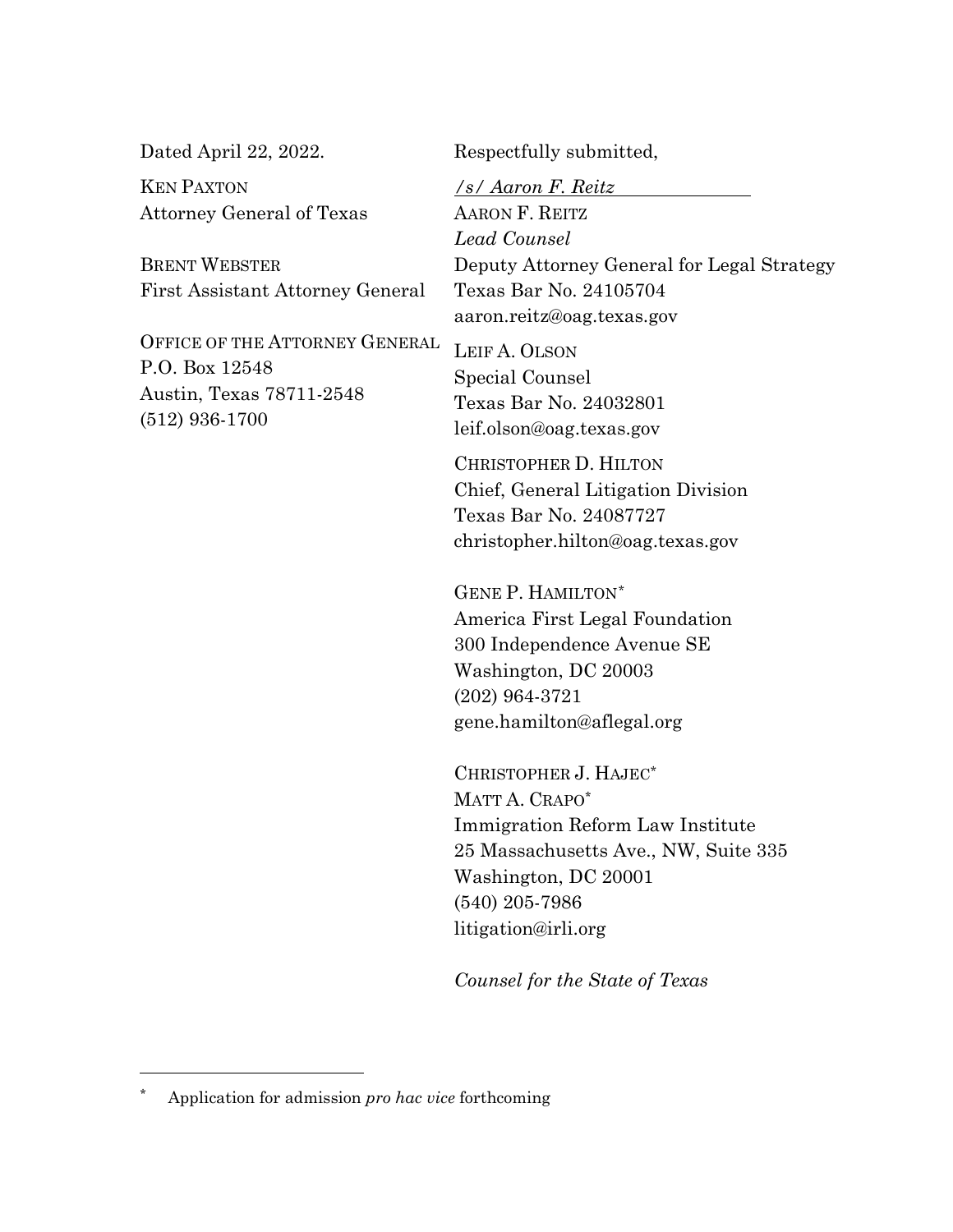Dated April 22, 2022.

KEN PAXTON
Attorney General of Texas

BRENT WEBSTER
First Assistant Attorney General

OFFICE OF THE ATTORNEY GENERAL
P.O. Box 12548
Austin, Texas 78711-2548
(512) 936-1700

Respectfully submitted,

*/s/ Aaron F. Reitz*
AARON F. REITZ
*Lead Counsel*
Deputy Attorney General for Legal Strategy
Texas Bar No. 24105704
aaron.reitz@oag.texas.gov

LEIF A. OLSON
Special Counsel
Texas Bar No. 24032801
leif.olson@oag.texas.gov

CHRISTOPHER D. HILTON
Chief, General Litigation Division
Texas Bar No. 24087727
christopher.hilton@oag.texas.gov

GENE P. HAMILTON*
America First Legal Foundation
300 Independence Avenue SE
Washington, DC 20003
(202) 964-3721
gene.hamilton@aflegal.org

CHRISTOPHER J. HAJEC*
MATT A. CRAPO*
Immigration Reform Law Institute
25 Massachusetts Ave., NW, Suite 335
Washington, DC 20001
(540) 205-7986
litigation@irli.org

*Counsel for the State of Texas*

---

* Application for admission *pro hac vice* forthcoming